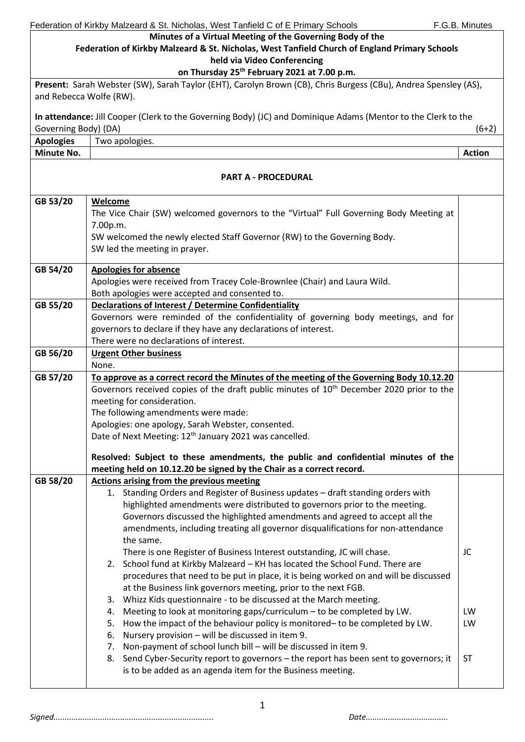# Minutes of a Virtual Meeting of the Governing Body of the Federation of Kirkby Malzeard & St. Nicholas, West Tanfield Church of England Primary Schools held via Video Conferencing on Thursday 25th February 2021 at 7.00 p.m.

**Present:** Sarah Webster (SW), Sarah Taylor (EHT), Carolyn Brown (CB), Chris Burgess (CBu), Andrea Spensley (AS), and Rebecca Wolfe (RW).

**In attendance:** Jill Cooper (Clerk to the Governing Body) (JC) and Dominique Adams (Mentor to the Clerk to the Governing Body) (DA) (6+2)

| **Apologies** | Two apologies. | |
|---|---|---|
| **Minute No.** | | **Action** |

## PART A - PROCEDURAL

| Minute No. | | Action |
|---|---|---|
| GB 53/20 | **Welcome**<br>The Vice Chair (SW) welcomed governors to the "Virtual" Full Governing Body Meeting at 7.00p.m.<br>SW welcomed the newly elected Staff Governor (RW) to the Governing Body.<br>SW led the meeting in prayer. | |
| GB 54/20 | **Apologies for absence**<br>Apologies were received from Tracey Cole-Brownlee (Chair) and Laura Wild.<br>Both apologies were accepted and consented to. | |
| GB 55/20 | **Declarations of Interest / Determine Confidentiality**<br>Governors were reminded of the confidentiality of governing body meetings, and for governors to declare if they have any declarations of interest.<br>There were no declarations of interest. | |
| GB 56/20 | **Urgent Other business**<br>None. | |
| GB 57/20 | **To approve as a correct record the Minutes of the meeting of the Governing Body 10.12.20**<br>Governors received copies of the draft public minutes of 10th December 2020 prior to the meeting for consideration.<br>The following amendments were made:<br>Apologies: one apology, Sarah Webster, consented.<br>Date of Next Meeting: 12th January 2021 was cancelled.<br><br>**Resolved: Subject to these amendments, the public and confidential minutes of the meeting held on 10.12.20 be signed by the Chair as a correct record.** | |
| GB 58/20 | **Actions arising from the previous meeting**<br>1. Standing Orders and Register of Business updates – draft standing orders with highlighted amendments were distributed to governors prior to the meeting. Governors discussed the highlighted amendments and agreed to accept all the amendments, including treating all governor disqualifications for non-attendance the same.<br>There is one Register of Business Interest outstanding, JC will chase.<br>2. School fund at Kirkby Malzeard – KH has located the School Fund. There are procedures that need to be put in place, it is being worked on and will be discussed at the Business link governors meeting, prior to the next FGB.<br>3. Whizz Kids questionnaire - to be discussed at the March meeting.<br>4. Meeting to look at monitoring gaps/curriculum – to be completed by LW.<br>5. How the impact of the behaviour policy is monitored– to be completed by LW.<br>6. Nursery provision – will be discussed in item 9.<br>7. Non-payment of school lunch bill – will be discussed in item 9.<br>8. Send Cyber-Security report to governors – the report has been sent to governors; it is to be added as an agenda item for the Business meeting. | JC<br><br>LW<br>LW<br><br>ST |

*Signed.......................................................................* *Date....................................*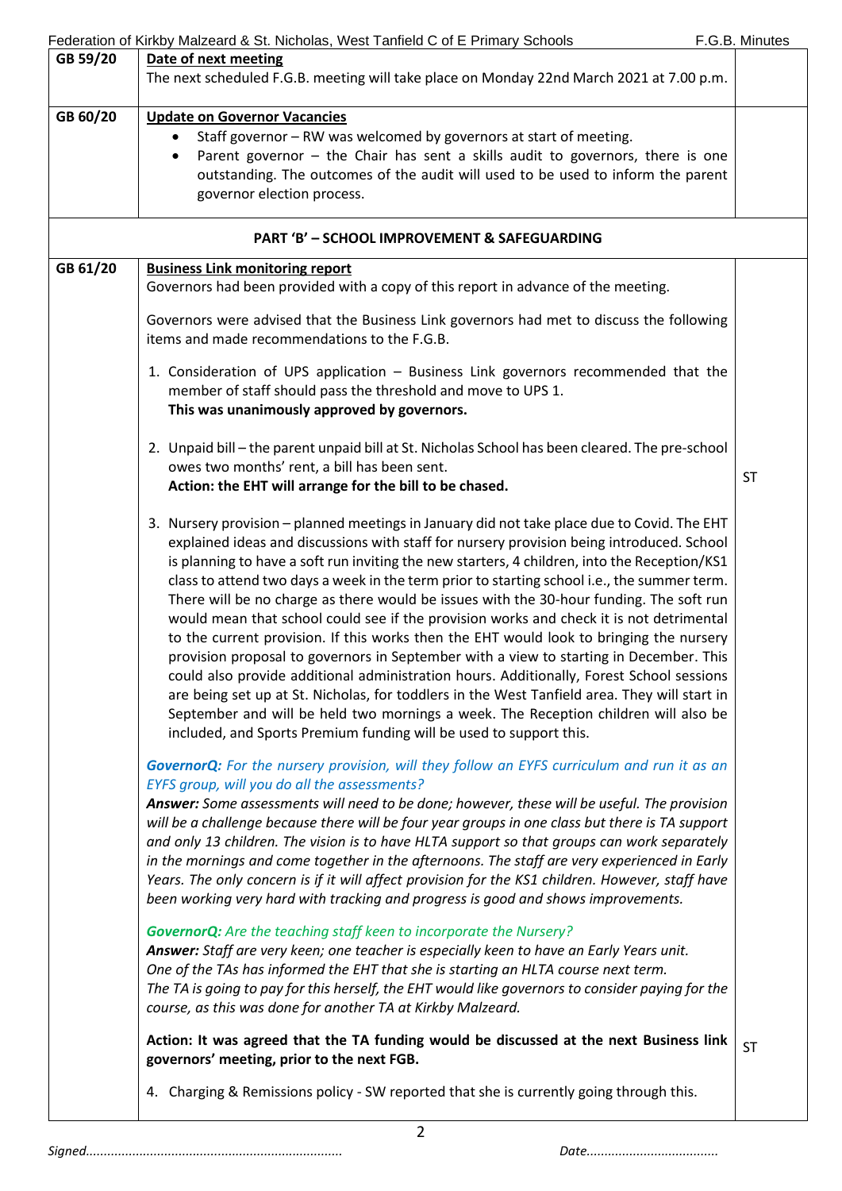| | | |
|---|---|---|
| GB 59/20 | **Date of next meeting**<br>The next scheduled F.G.B. meeting will take place on Monday 22nd March 2021 at 7.00 p.m. | |
| GB 60/20 | **Update on Governor Vacancies**<br>• Staff governor – RW was welcomed by governors at start of meeting.<br>• Parent governor – the Chair has sent a skills audit to governors, there is one outstanding. The outcomes of the audit will used to be used to inform the parent governor election process. | |
| | **PART 'B' – SCHOOL IMPROVEMENT & SAFEGUARDING** | |
| GB 61/20 | **Business Link monitoring report**<br>Governors had been provided with a copy of this report in advance of the meeting.<br><br>Governors were advised that the Business Link governors had met to discuss the following items and made recommendations to the F.G.B.<br><br>1. Consideration of UPS application – Business Link governors recommended that the member of staff should pass the threshold and move to UPS 1.<br>**This was unanimously approved by governors.**<br><br>2. Unpaid bill – the parent unpaid bill at St. Nicholas School has been cleared. The pre-school owes two months' rent, a bill has been sent.<br>**Action: the EHT will arrange for the bill to be chased.** | ST |
| | 3. Nursery provision – planned meetings in January did not take place due to Covid. The EHT explained ideas and discussions with staff for nursery provision being introduced. School is planning to have a soft run inviting the new starters, 4 children, into the Reception/KS1 class to attend two days a week in the term prior to starting school i.e., the summer term. There will be no charge as there would be issues with the 30-hour funding. The soft run would mean that school could see if the provision works and check it is not detrimental to the current provision. If this works then the EHT would look to bringing the nursery provision proposal to governors in September with a view to starting in December. This could also provide additional administration hours. Additionally, Forest School sessions are being set up at St. Nicholas, for toddlers in the West Tanfield area. They will start in September and will be held two mornings a week. The Reception children will also be included, and Sports Premium funding will be used to support this.<br><br>***GovernorQ:*** *For the nursery provision, will they follow an EYFS curriculum and run it as an EYFS group, will you do all the assessments?*<br>***Answer:*** *Some assessments will need to be done; however, these will be useful. The provision will be a challenge because there will be four year groups in one class but there is TA support and only 13 children. The vision is to have HLTA support so that groups can work separately in the mornings and come together in the afternoons. The staff are very experienced in Early Years. The only concern is if it will affect provision for the KS1 children. However, staff have been working very hard with tracking and progress is good and shows improvements.*<br><br>***GovernorQ:*** *Are the teaching staff keen to incorporate the Nursery?*<br>***Answer:*** *Staff are very keen; one teacher is especially keen to have an Early Years unit. One of the TAs has informed the EHT that she is starting an HLTA course next term. The TA is going to pay for this herself, the EHT would like governors to consider paying for the course, as this was done for another TA at Kirkby Malzeard.*<br><br>**Action: It was agreed that the TA funding would be discussed at the next Business link governors' meeting, prior to the next FGB.** | ST |
| | 4. Charging & Remissions policy - SW reported that she is currently going through this. | |

*Signed.......................................................................* *Date....................................*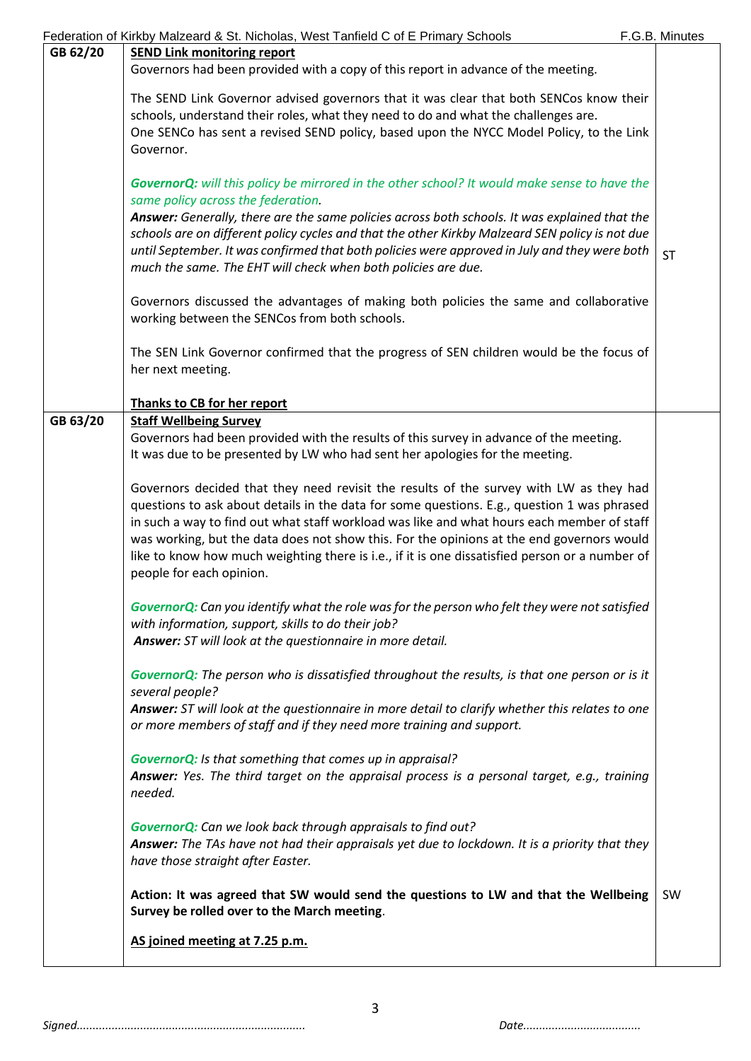| | | |
|---|---|---|
| GB 62/20 | **SEND Link monitoring report**<br>Governors had been provided with a copy of this report in advance of the meeting.<br><br>The SEND Link Governor advised governors that it was clear that both SENCos know their schools, understand their roles, what they need to do and what the challenges are.<br>One SENCo has sent a revised SEND policy, based upon the NYCC Model Policy, to the Link Governor.<br><br>***GovernorQ:*** *will this policy be mirrored in the other school? It would make sense to have the same policy across the federation.*<br>***Answer:*** *Generally, there are the same policies across both schools. It was explained that the schools are on different policy cycles and that the other Kirkby Malzeard SEN policy is not due until September. It was confirmed that both policies were approved in July and they were both much the same. The EHT will check when both policies are due.*<br><br>Governors discussed the advantages of making both policies the same and collaborative working between the SENCos from both schools.<br><br>The SEN Link Governor confirmed that the progress of SEN children would be the focus of her next meeting.<br><br>**Thanks to CB for her report** | ST |
| GB 63/20 | **Staff Wellbeing Survey**<br>Governors had been provided with the results of this survey in advance of the meeting.<br>It was due to be presented by LW who had sent her apologies for the meeting.<br><br>Governors decided that they need revisit the results of the survey with LW as they had questions to ask about details in the data for some questions. E.g., question 1 was phrased in such a way to find out what staff workload was like and what hours each member of staff was working, but the data does not show this. For the opinions at the end governors would like to know how much weighting there is i.e., if it is one dissatisfied person or a number of people for each opinion.<br><br>***GovernorQ:*** *Can you identify what the role was for the person who felt they were not satisfied with information, support, skills to do their job?*<br>***Answer:*** *ST will look at the questionnaire in more detail.*<br><br>***GovernorQ:*** *The person who is dissatisfied throughout the results, is that one person or is it several people?*<br>***Answer:*** *ST will look at the questionnaire in more detail to clarify whether this relates to one or more members of staff and if they need more training and support.*<br><br>***GovernorQ:*** *Is that something that comes up in appraisal?*<br>***Answer:*** *Yes. The third target on the appraisal process is a personal target, e.g., training needed.*<br><br>***GovernorQ:*** *Can we look back through appraisals to find out?*<br>***Answer:*** *The TAs have not had their appraisals yet due to lockdown. It is a priority that they have those straight after Easter.*<br><br>**Action: It was agreed that SW would send the questions to LW and that the Wellbeing Survey be rolled over to the March meeting**.<br><br>**AS joined meeting at 7.25 p.m.** | SW |

*Signed.......................................................................*                    *Date....................................*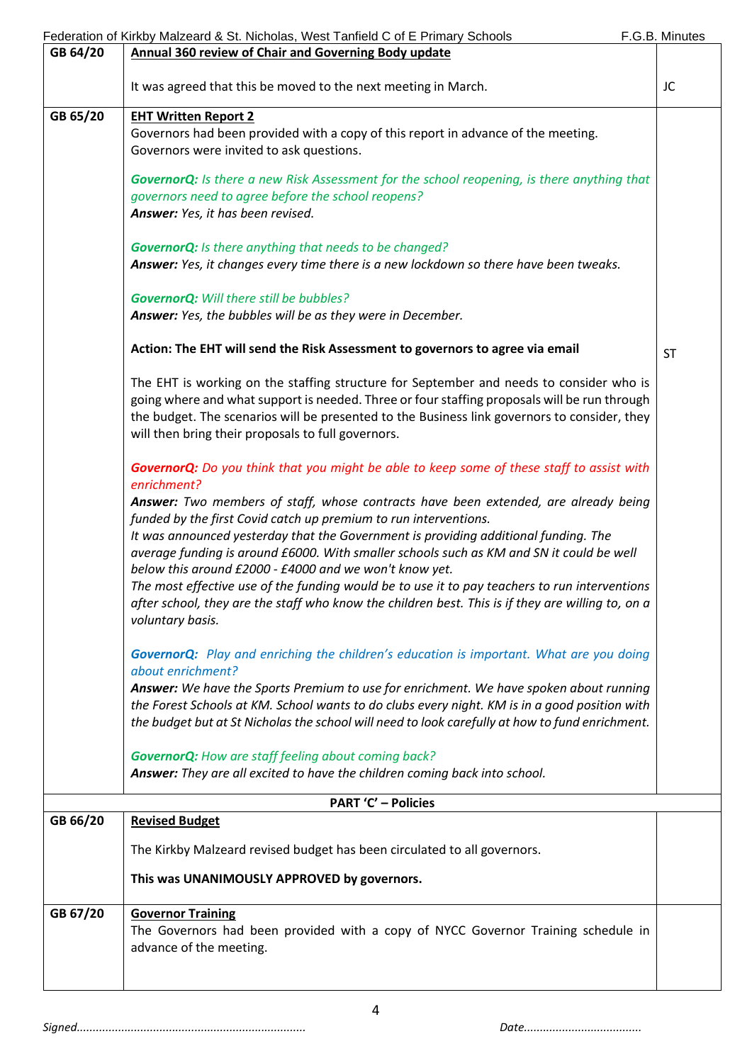| | | |
|---|---|---|
| GB 64/20 | **Annual 360 review of Chair and Governing Body update**<br><br>It was agreed that this be moved to the next meeting in March. | JC |
| GB 65/20 | **EHT Written Report 2**<br>Governors had been provided with a copy of this report in advance of the meeting. Governors were invited to ask questions.<br><br>***GovernorQ:*** *Is there a new Risk Assessment for the school reopening, is there anything that governors need to agree before the school reopens?*<br>***Answer:*** *Yes, it has been revised.*<br><br>***GovernorQ:*** *Is there anything that needs to be changed?*<br>***Answer:*** *Yes, it changes every time there is a new lockdown so there have been tweaks.*<br><br>***GovernorQ:*** *Will there still be bubbles?*<br>***Answer:*** *Yes, the bubbles will be as they were in December.*<br><br>**Action: The EHT will send the Risk Assessment to governors to agree via email**<br><br>The EHT is working on the staffing structure for September and needs to consider who is going where and what support is needed. Three or four staffing proposals will be run through the budget. The scenarios will be presented to the Business link governors to consider, they will then bring their proposals to full governors.<br><br>***GovernorQ:*** *Do you think that you might be able to keep some of these staff to assist with enrichment?*<br>***Answer:*** *Two members of staff, whose contracts have been extended, are already being funded by the first Covid catch up premium to run interventions.*<br>*It was announced yesterday that the Government is providing additional funding. The average funding is around £6000. With smaller schools such as KM and SN it could be well below this around £2000 - £4000 and we won't know yet.*<br>*The most effective use of the funding would be to use it to pay teachers to run interventions after school, they are the staff who know the children best. This is if they are willing to, on a voluntary basis.*<br><br>***GovernorQ:*** *Play and enriching the children's education is important. What are you doing about enrichment?*<br>***Answer:*** *We have the Sports Premium to use for enrichment. We have spoken about running the Forest Schools at KM. School wants to do clubs every night. KM is in a good position with the budget but at St Nicholas the school will need to look carefully at how to fund enrichment.*<br><br>***GovernorQ:*** *How are staff feeling about coming back?*<br>***Answer:*** *They are all excited to have the children coming back into school.* | ST |
| | **PART 'C' – Policies** | |
| GB 66/20 | **Revised Budget**<br><br>The Kirkby Malzeard revised budget has been circulated to all governors.<br><br>**This was UNANIMOUSLY APPROVED by governors.** | |
| GB 67/20 | **Governor Training**<br>The Governors had been provided with a copy of NYCC Governor Training schedule in advance of the meeting. | |

*Signed.......................................................................* *Date....................................*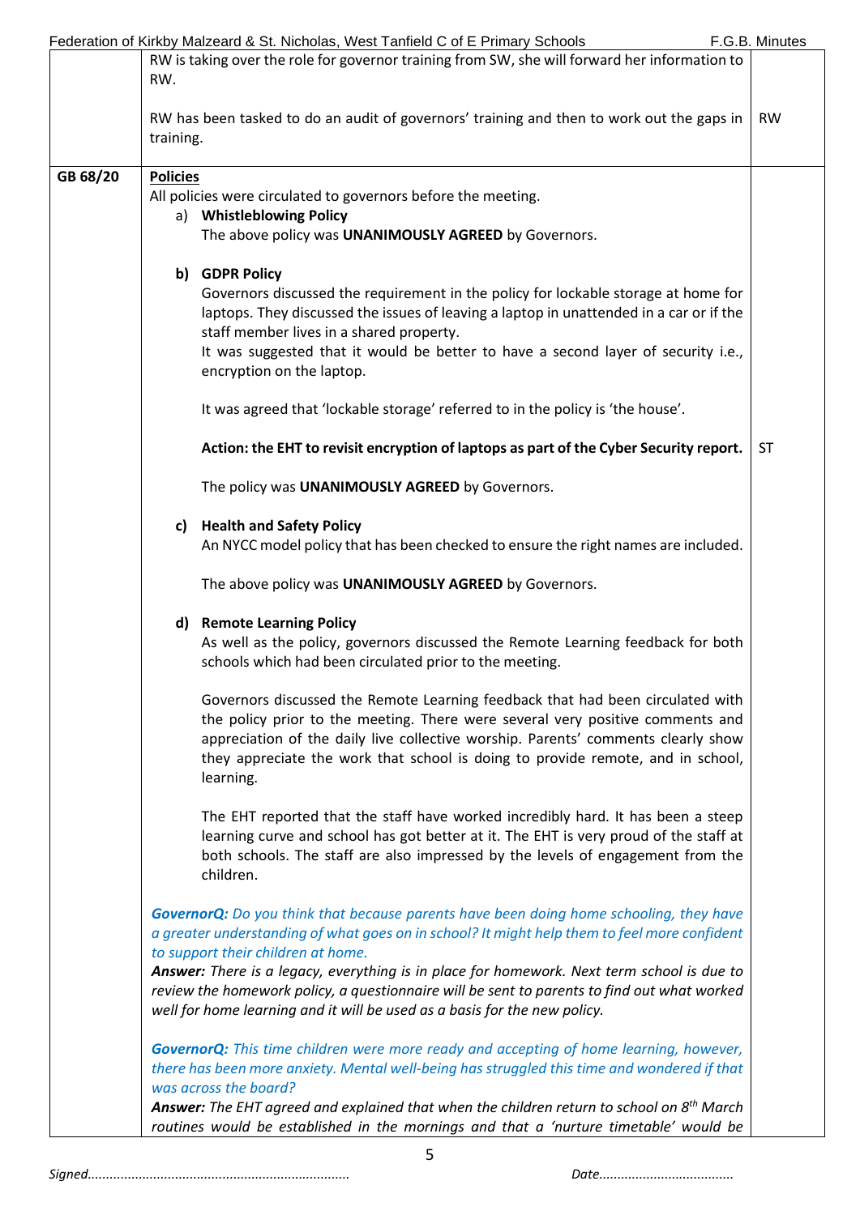| | | |
|---|---|---|
| | RW is taking over the role for governor training from SW, she will forward her information to RW.<br><br>RW has been tasked to do an audit of governors' training and then to work out the gaps in training. | RW |
| GB 68/20 | **Policies**<br>All policies were circulated to governors before the meeting.<br>a) **Whistleblowing Policy**<br>The above policy was **UNANIMOUSLY AGREED** by Governors.<br><br>b) **GDPR Policy**<br>Governors discussed the requirement in the policy for lockable storage at home for laptops. They discussed the issues of leaving a laptop in unattended in a car or if the staff member lives in a shared property.<br>It was suggested that it would be better to have a second layer of security i.e., encryption on the laptop.<br><br>It was agreed that 'lockable storage' referred to in the policy is 'the house'.<br><br>**Action: the EHT to revisit encryption of laptops as part of the Cyber Security report.**<br><br>The policy was **UNANIMOUSLY AGREED** by Governors.<br><br>c) **Health and Safety Policy**<br>An NYCC model policy that has been checked to ensure the right names are included.<br><br>The above policy was **UNANIMOUSLY AGREED** by Governors.<br><br>d) **Remote Learning Policy**<br>As well as the policy, governors discussed the Remote Learning feedback for both schools which had been circulated prior to the meeting.<br><br>Governors discussed the Remote Learning feedback that had been circulated with the policy prior to the meeting. There were several very positive comments and appreciation of the daily live collective worship. Parents' comments clearly show they appreciate the work that school is doing to provide remote, and in school, learning.<br><br>The EHT reported that the staff have worked incredibly hard. It has been a steep learning curve and school has got better at it. The EHT is very proud of the staff at both schools. The staff are also impressed by the levels of engagement from the children.<br><br>***GovernorQ:*** *Do you think that because parents have been doing home schooling, they have a greater understanding of what goes on in school? It might help them to feel more confident to support their children at home.*<br>***Answer:*** *There is a legacy, everything is in place for homework. Next term school is due to review the homework policy, a questionnaire will be sent to parents to find out what worked well for home learning and it will be used as a basis for the new policy.*<br><br>***GovernorQ:*** *This time children were more ready and accepting of home learning, however, there has been more anxiety. Mental well-being has struggled this time and wondered if that was across the board?*<br>***Answer:*** *The EHT agreed and explained that when the children return to school on 8th March routines would be established in the mornings and that a 'nurture timetable' would be* | ST |

Signed....................................................................... Date....................................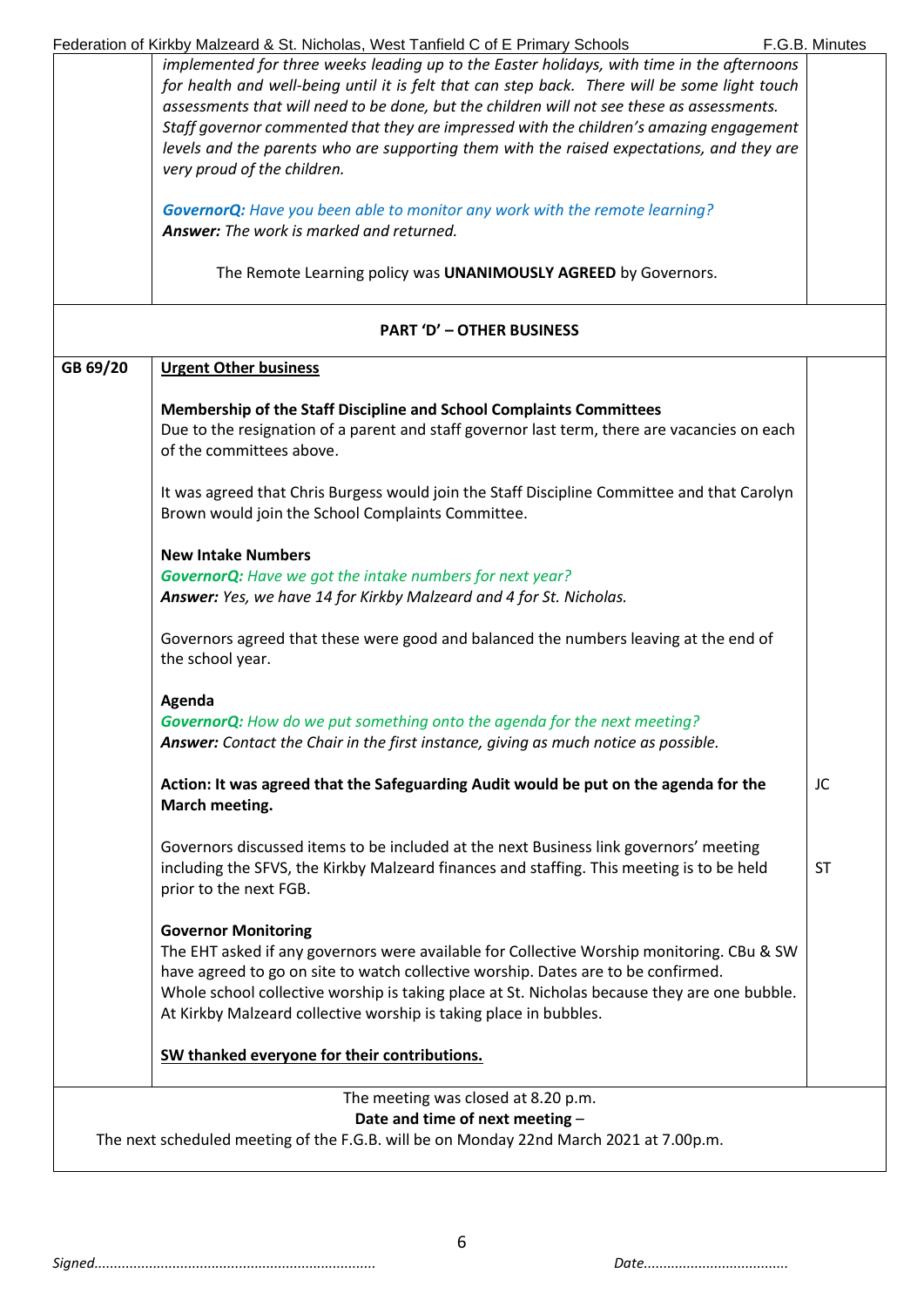*implemented for three weeks leading up to the Easter holidays, with time in the afternoons for health and well-being until it is felt that can step back. There will be some light touch assessments that will need to be done, but the children will not see these as assessments. Staff governor commented that they are impressed with the children's amazing engagement levels and the parents who are supporting them with the raised expectations, and they are very proud of the children.*

***GovernorQ:** Have you been able to monitor any work with the remote learning?*
***Answer:** The work is marked and returned.*

The Remote Learning policy was **UNANIMOUSLY AGREED** by Governors.

## PART 'D' – OTHER BUSINESS

| | | |
|---|---|---|
| GB 69/20 | **Urgent Other business** | |
| | **Membership of the Staff Discipline and School Complaints Committees**<br>Due to the resignation of a parent and staff governor last term, there are vacancies on each of the committees above.<br><br>It was agreed that Chris Burgess would join the Staff Discipline Committee and that Carolyn Brown would join the School Complaints Committee. | |
| | **New Intake Numbers**<br>***GovernorQ:** Have we got the intake numbers for next year?*<br>***Answer:** Yes, we have 14 for Kirkby Malzeard and 4 for St. Nicholas.*<br><br>Governors agreed that these were good and balanced the numbers leaving at the end of the school year. | |
| | **Agenda**<br>***GovernorQ:** How do we put something onto the agenda for the next meeting?*<br>***Answer:** Contact the Chair in the first instance, giving as much notice as possible.* | |
| | **Action: It was agreed that the Safeguarding Audit would be put on the agenda for the March meeting.** | JC |
| | Governors discussed items to be included at the next Business link governors' meeting including the SFVS, the Kirkby Malzeard finances and staffing. This meeting is to be held prior to the next FGB. | ST |
| | **Governor Monitoring**<br>The EHT asked if any governors were available for Collective Worship monitoring. CBu & SW have agreed to go on site to watch collective worship. Dates are to be confirmed.<br>Whole school collective worship is taking place at St. Nicholas because they are one bubble. At Kirkby Malzeard collective worship is taking place in bubbles.<br><br>**SW thanked everyone for their contributions.** | |

The meeting was closed at 8.20 p.m.

**Date and time of next meeting** –

The next scheduled meeting of the F.G.B. will be on Monday 22nd March 2021 at 7.00p.m.

*Signed........................................................................* *Date....................................*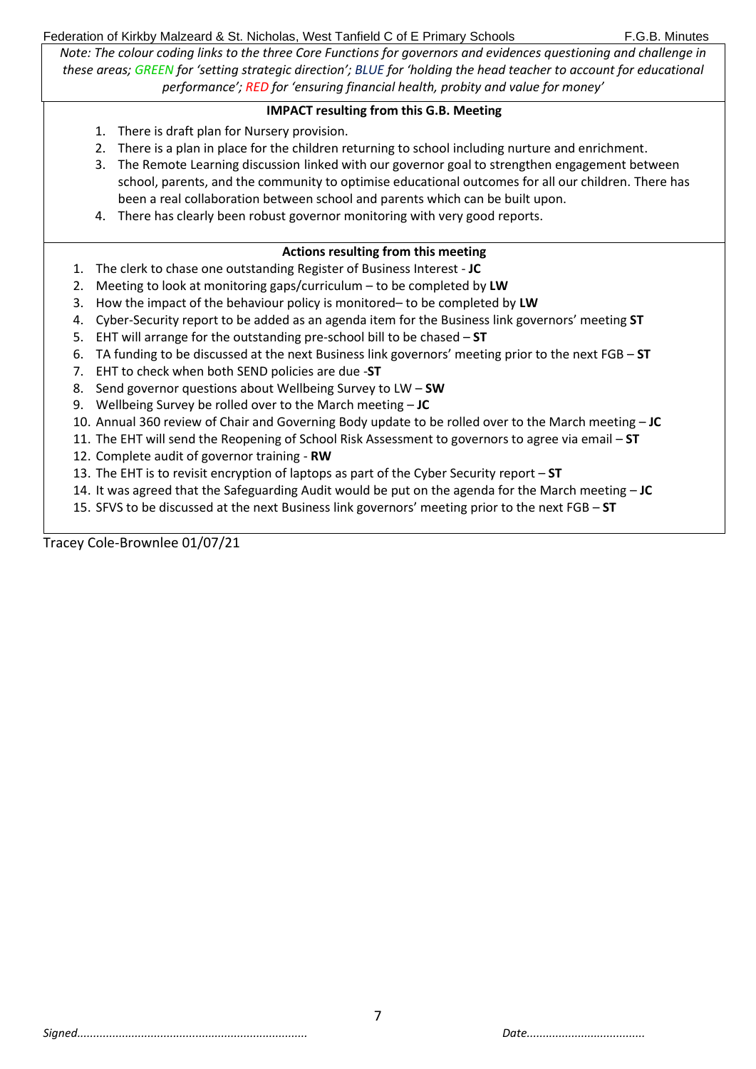*Note: The colour coding links to the three Core Functions for governors and evidences questioning and challenge in these areas; GREEN for 'setting strategic direction'; BLUE for 'holding the head teacher to account for educational performance'; RED for 'ensuring financial health, probity and value for money'*

**IMPACT resulting from this G.B. Meeting**

1. There is draft plan for Nursery provision.
2. There is a plan in place for the children returning to school including nurture and enrichment.
3. The Remote Learning discussion linked with our governor goal to strengthen engagement between school, parents, and the community to optimise educational outcomes for all our children. There has been a real collaboration between school and parents which can be built upon.
4. There has clearly been robust governor monitoring with very good reports.

**Actions resulting from this meeting**

1. The clerk to chase one outstanding Register of Business Interest - **JC**
2. Meeting to look at monitoring gaps/curriculum – to be completed by **LW**
3. How the impact of the behaviour policy is monitored– to be completed by **LW**
4. Cyber-Security report to be added as an agenda item for the Business link governors' meeting **ST**
5. EHT will arrange for the outstanding pre-school bill to be chased – **ST**
6. TA funding to be discussed at the next Business link governors' meeting prior to the next FGB – **ST**
7. EHT to check when both SEND policies are due -**ST**
8. Send governor questions about Wellbeing Survey to LW – **SW**
9. Wellbeing Survey be rolled over to the March meeting – **JC**
10. Annual 360 review of Chair and Governing Body update to be rolled over to the March meeting – **JC**
11. The EHT will send the Reopening of School Risk Assessment to governors to agree via email – **ST**
12. Complete audit of governor training - **RW**
13. The EHT is to revisit encryption of laptops as part of the Cyber Security report – **ST**
14. It was agreed that the Safeguarding Audit would be put on the agenda for the March meeting – **JC**
15. SFVS to be discussed at the next Business link governors' meeting prior to the next FGB – **ST**

Tracey Cole-Brownlee 01/07/21

*Signed.......................................................................* *Date....................................*